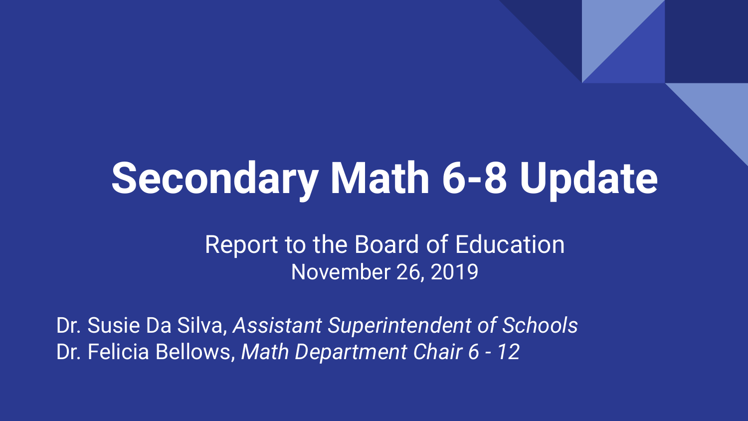# Secondary Math 6-8 Update

Report to the Board of Education
November 26, 2019

Dr. Susie Da Silva, *Assistant Superintendent of Schools*
Dr. Felicia Bellows, *Math Department Chair 6 - 12*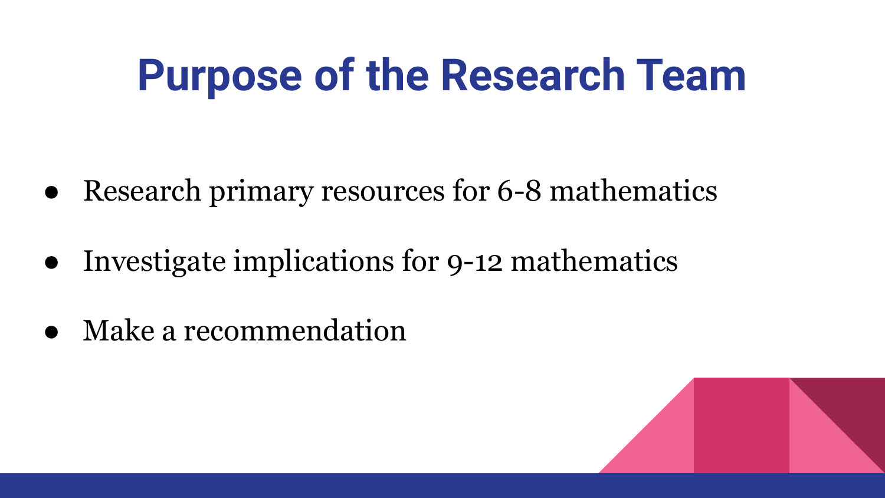# Purpose of the Research Team

- Research primary resources for 6-8 mathematics
- Investigate implications for 9-12 mathematics
- Make a recommendation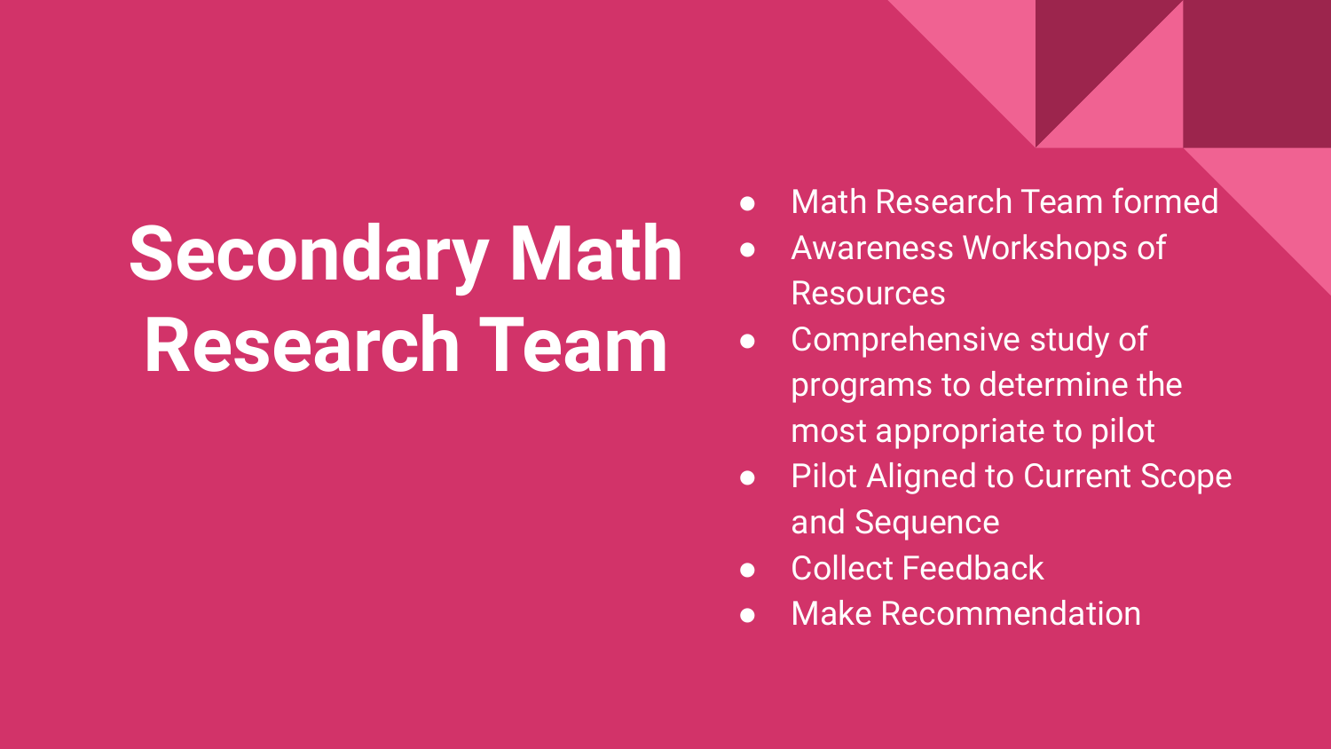# Secondary Math Research Team

- Math Research Team formed
- Awareness Workshops of Resources
- Comprehensive study of programs to determine the most appropriate to pilot
- Pilot Aligned to Current Scope and Sequence
- Collect Feedback
- Make Recommendation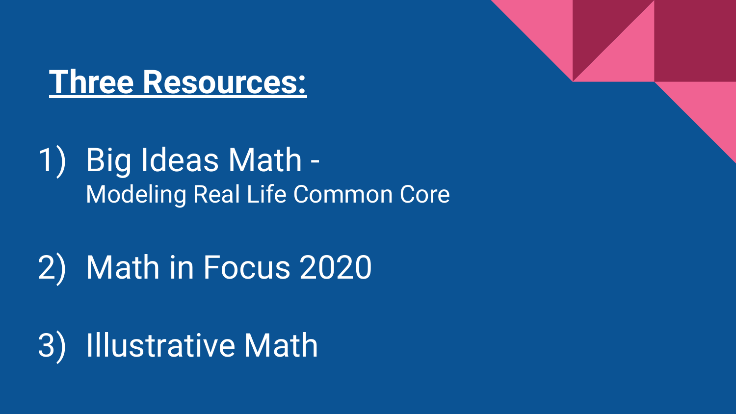# **Three Resources:**

1) Big Ideas Math -
   Modeling Real Life Common Core

2) Math in Focus 2020

3) Illustrative Math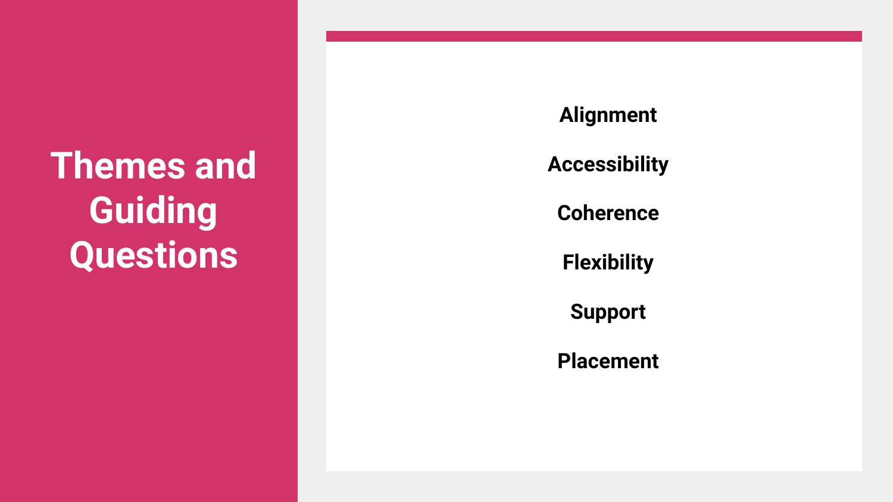# Themes and Guiding Questions

**Alignment**

**Accessibility**

**Coherence**

**Flexibility**

**Support**

**Placement**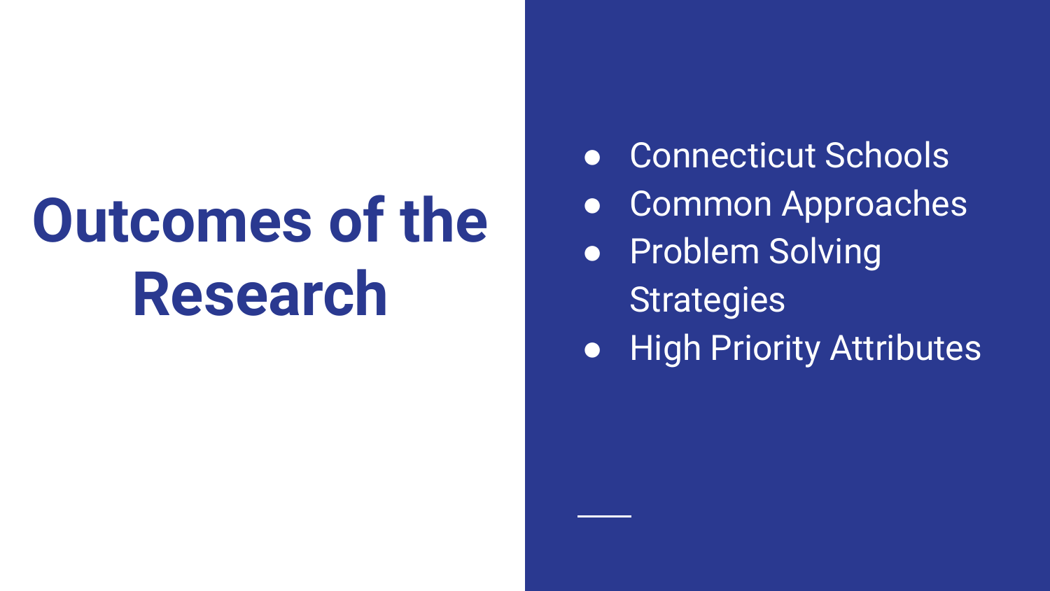# Outcomes of the Research

- Connecticut Schools
- Common Approaches
- Problem Solving Strategies
- High Priority Attributes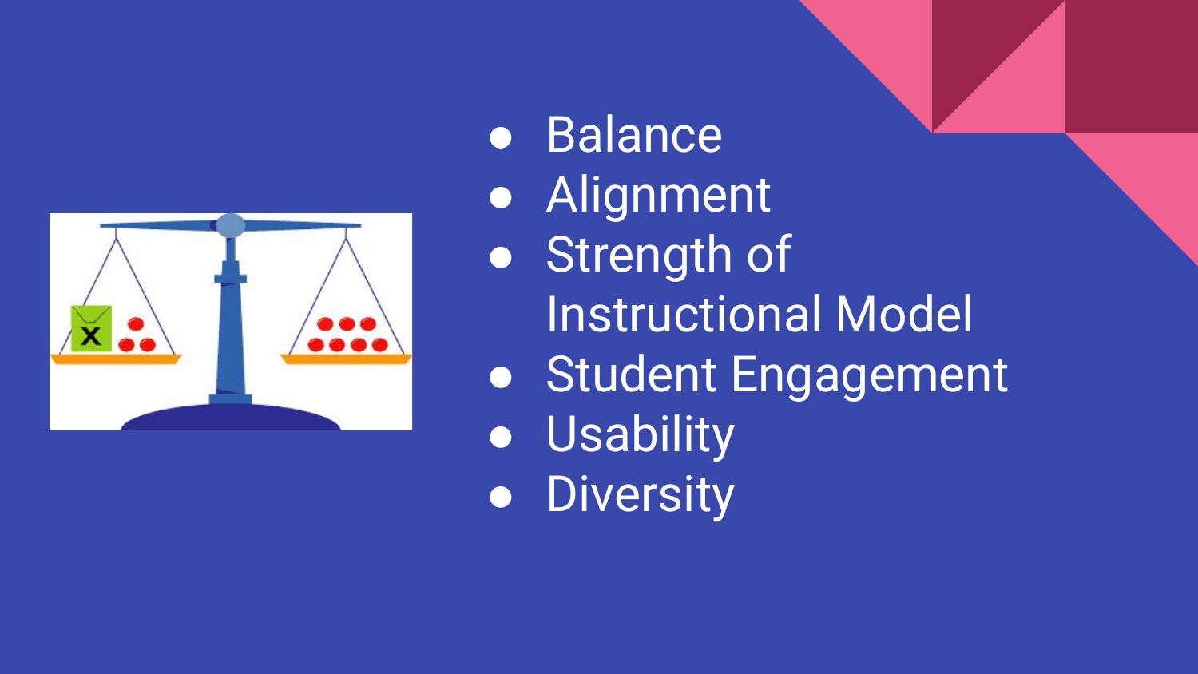- Balance
- Alignment
- Strength of Instructional Model
- Student Engagement
- Usability
- Diversity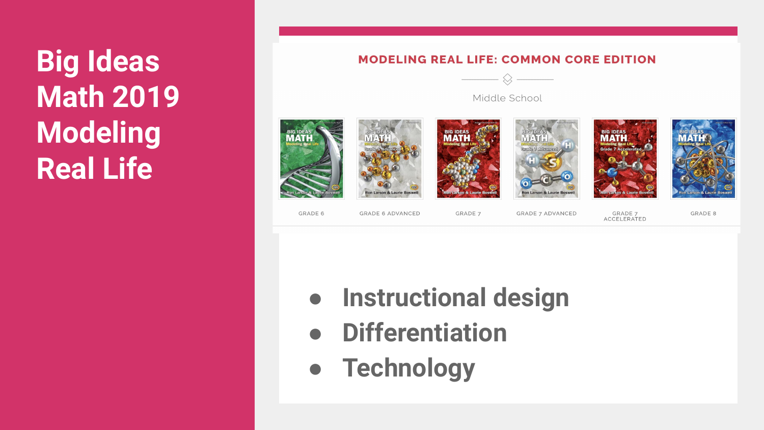# Big Ideas Math 2019 Modeling Real Life

**MODELING REAL LIFE: COMMON CORE EDITION**

Middle School

| GRADE 6 | GRADE 6 ADVANCED | GRADE 7 | GRADE 7 ADVANCED | GRADE 7 ACCELERATED | GRADE 8 |
| --- | --- | --- | --- | --- | --- |

- **Instructional design**
- **Differentiation**
- **Technology**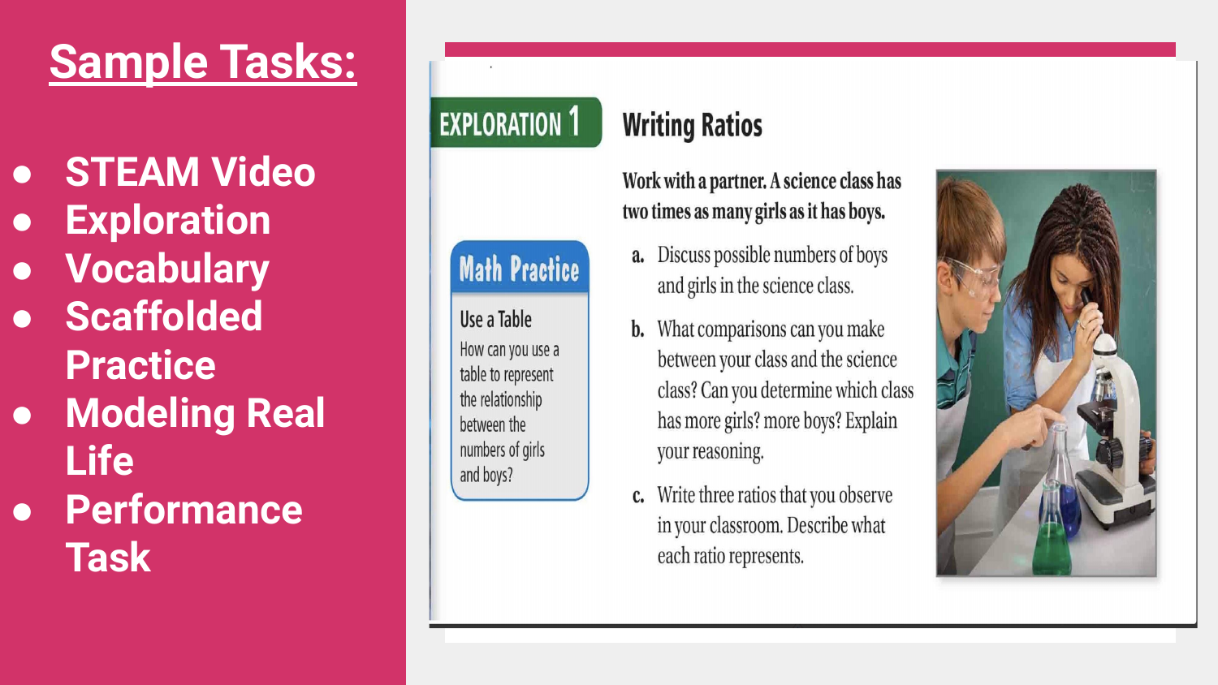# Sample Tasks:

- STEAM Video
- Exploration
- Vocabulary
- Scaffolded Practice
- Modeling Real Life
- Performance Task

## EXPLORATION 1 Writing Ratios

Work with a partner. A science class has two times as many girls as it has boys.

**Math Practice**

**Use a Table**

How can you use a table to represent the relationship between the numbers of girls and boys?

a. Discuss possible numbers of boys and girls in the science class.

b. What comparisons can you make between your class and the science class? Can you determine which class has more girls? more boys? Explain your reasoning.

c. Write three ratios that you observe in your classroom. Describe what each ratio represents.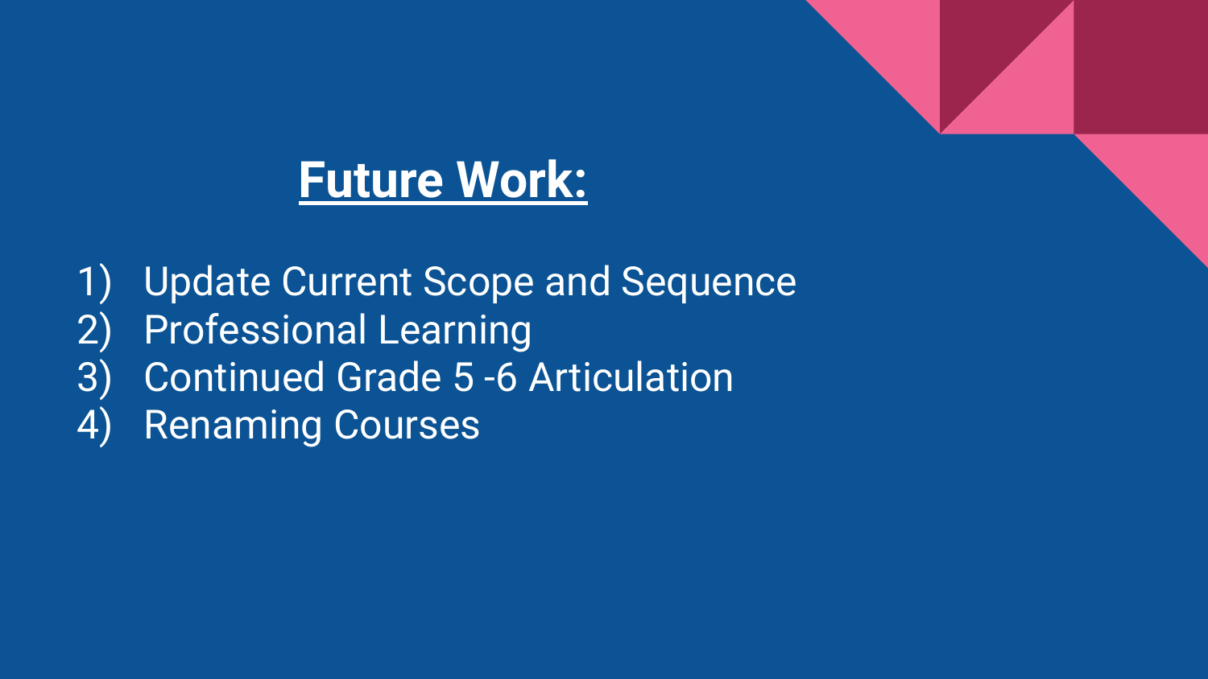# **Future Work:**

1) Update Current Scope and Sequence
2) Professional Learning
3) Continued Grade 5 -6 Articulation
4) Renaming Courses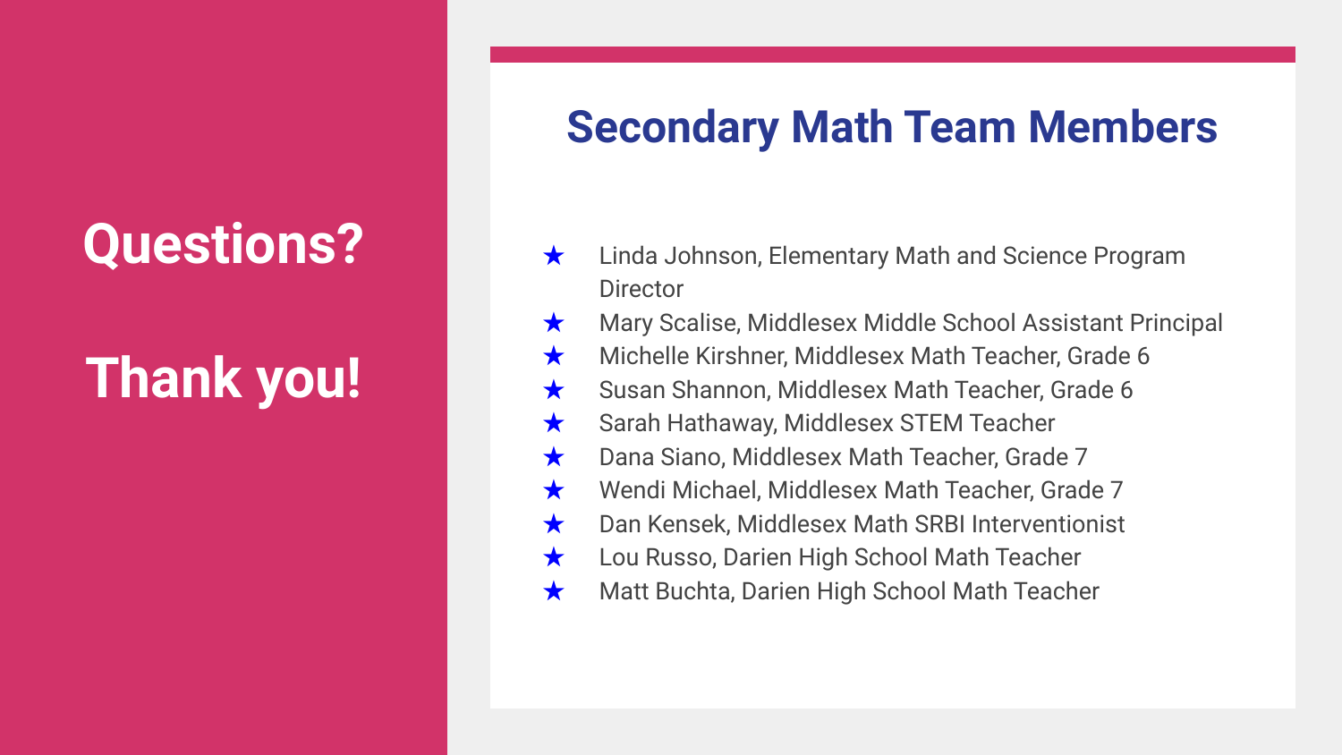# Questions?

# Thank you!

## Secondary Math Team Members

- ★ Linda Johnson, Elementary Math and Science Program Director
- ★ Mary Scalise, Middlesex Middle School Assistant Principal
- ★ Michelle Kirshner, Middlesex Math Teacher, Grade 6
- ★ Susan Shannon, Middlesex Math Teacher, Grade 6
- ★ Sarah Hathaway, Middlesex STEM Teacher
- ★ Dana Siano, Middlesex Math Teacher, Grade 7
- ★ Wendi Michael, Middlesex Math Teacher, Grade 7
- ★ Dan Kensek, Middlesex Math SRBI Interventionist
- ★ Lou Russo, Darien High School Math Teacher
- ★ Matt Buchta, Darien High School Math Teacher